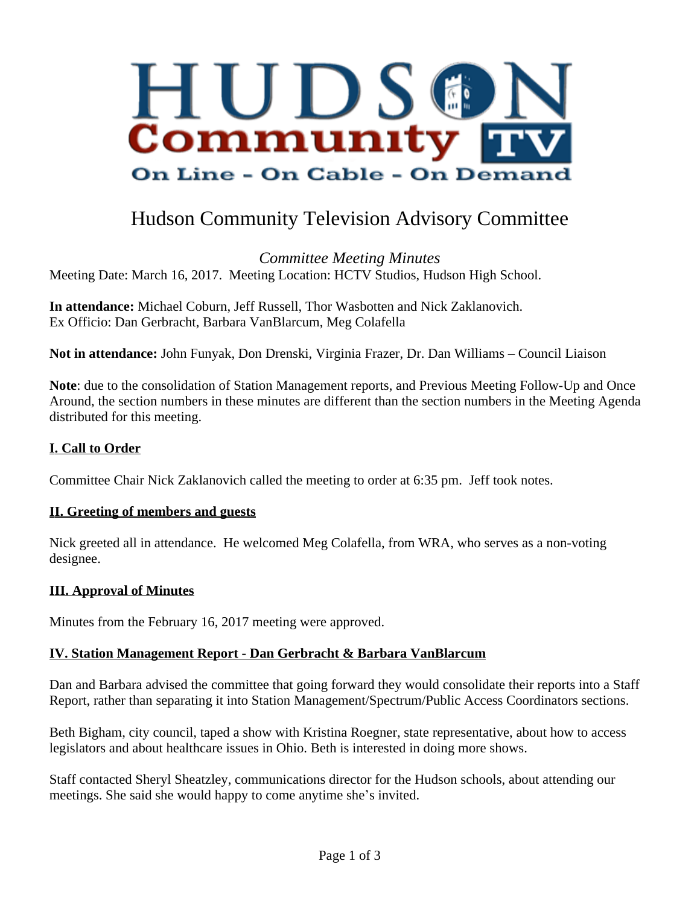# Hudson Community Television Advisory Committee

*Committee Meeting Minutes*

Meeting Date: March 16, 2017. Meeting Location: HCTV Studios, Hudson High School.

**In attendance:** Michael Coburn, Jeff Russell, Thor Wasbotten and Nick Zaklanovich.
Ex Officio: Dan Gerbracht, Barbara VanBlarcum, Meg Colafella

**Not in attendance:** John Funyak, Don Drenski, Virginia Frazer, Dr. Dan Williams – Council Liaison

**Note**: due to the consolidation of Station Management reports, and Previous Meeting Follow-Up and Once Around, the section numbers in these minutes are different than the section numbers in the Meeting Agenda distributed for this meeting.

## I. Call to Order

Committee Chair Nick Zaklanovich called the meeting to order at 6:35 pm. Jeff took notes.

## II. Greeting of members and guests

Nick greeted all in attendance. He welcomed Meg Colafella, from WRA, who serves as a non-voting designee.

## III. Approval of Minutes

Minutes from the February 16, 2017 meeting were approved.

## IV. Station Management Report - Dan Gerbracht & Barbara VanBlarcum

Dan and Barbara advised the committee that going forward they would consolidate their reports into a Staff Report, rather than separating it into Station Management/Spectrum/Public Access Coordinators sections.

Beth Bigham, city council, taped a show with Kristina Roegner, state representative, about how to access legislators and about healthcare issues in Ohio. Beth is interested in doing more shows.

Staff contacted Sheryl Sheatzley, communications director for the Hudson schools, about attending our meetings. She said she would happy to come anytime she's invited.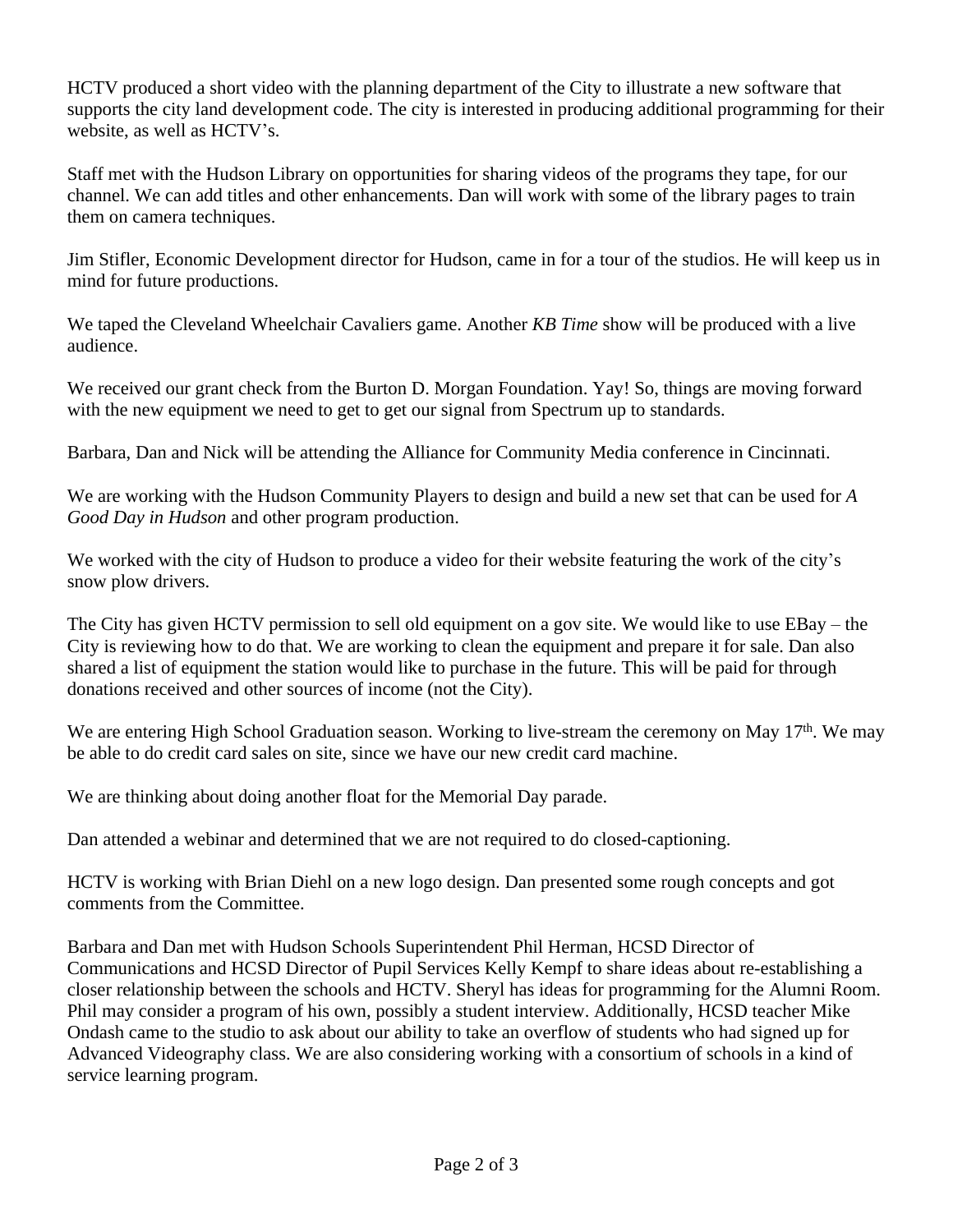HCTV produced a short video with the planning department of the City to illustrate a new software that supports the city land development code. The city is interested in producing additional programming for their website, as well as HCTV's.

Staff met with the Hudson Library on opportunities for sharing videos of the programs they tape, for our channel. We can add titles and other enhancements. Dan will work with some of the library pages to train them on camera techniques.

Jim Stifler, Economic Development director for Hudson, came in for a tour of the studios. He will keep us in mind for future productions.

We taped the Cleveland Wheelchair Cavaliers game. Another *KB Time* show will be produced with a live audience.

We received our grant check from the Burton D. Morgan Foundation. Yay! So, things are moving forward with the new equipment we need to get to get our signal from Spectrum up to standards.

Barbara, Dan and Nick will be attending the Alliance for Community Media conference in Cincinnati.

We are working with the Hudson Community Players to design and build a new set that can be used for *A Good Day in Hudson* and other program production.

We worked with the city of Hudson to produce a video for their website featuring the work of the city's snow plow drivers.

The City has given HCTV permission to sell old equipment on a gov site. We would like to use EBay – the City is reviewing how to do that. We are working to clean the equipment and prepare it for sale. Dan also shared a list of equipment the station would like to purchase in the future. This will be paid for through donations received and other sources of income (not the City).

We are entering High School Graduation season. Working to live-stream the ceremony on May 17th. We may be able to do credit card sales on site, since we have our new credit card machine.

We are thinking about doing another float for the Memorial Day parade.

Dan attended a webinar and determined that we are not required to do closed-captioning.

HCTV is working with Brian Diehl on a new logo design. Dan presented some rough concepts and got comments from the Committee.

Barbara and Dan met with Hudson Schools Superintendent Phil Herman, HCSD Director of Communications and HCSD Director of Pupil Services Kelly Kempf to share ideas about re-establishing a closer relationship between the schools and HCTV. Sheryl has ideas for programming for the Alumni Room. Phil may consider a program of his own, possibly a student interview. Additionally, HCSD teacher Mike Ondash came to the studio to ask about our ability to take an overflow of students who had signed up for Advanced Videography class. We are also considering working with a consortium of schools in a kind of service learning program.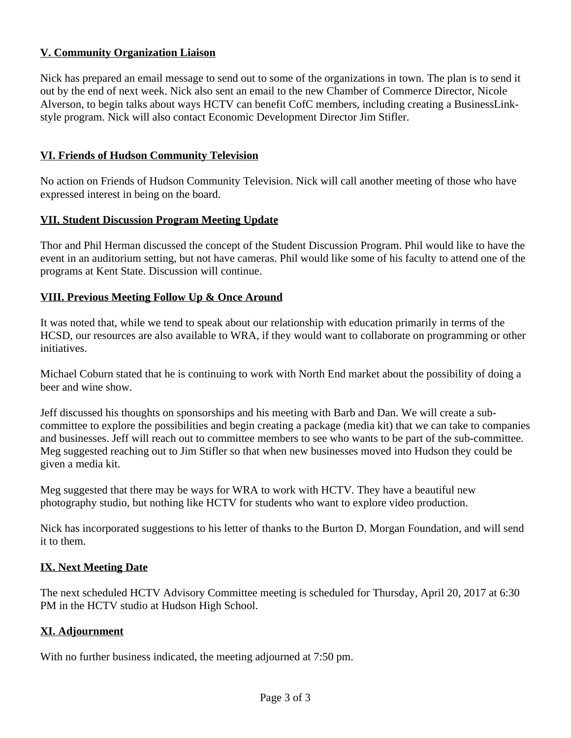## V. Community Organization Liaison

Nick has prepared an email message to send out to some of the organizations in town. The plan is to send it out by the end of next week. Nick also sent an email to the new Chamber of Commerce Director, Nicole Alverson, to begin talks about ways HCTV can benefit CofC members, including creating a BusinessLink-style program. Nick will also contact Economic Development Director Jim Stifler.

## VI. Friends of Hudson Community Television

No action on Friends of Hudson Community Television. Nick will call another meeting of those who have expressed interest in being on the board.

## VII. Student Discussion Program Meeting Update

Thor and Phil Herman discussed the concept of the Student Discussion Program. Phil would like to have the event in an auditorium setting, but not have cameras. Phil would like some of his faculty to attend one of the programs at Kent State. Discussion will continue.

## VIII. Previous Meeting Follow Up & Once Around

It was noted that, while we tend to speak about our relationship with education primarily in terms of the HCSD, our resources are also available to WRA, if they would want to collaborate on programming or other initiatives.

Michael Coburn stated that he is continuing to work with North End market about the possibility of doing a beer and wine show.

Jeff discussed his thoughts on sponsorships and his meeting with Barb and Dan. We will create a sub-committee to explore the possibilities and begin creating a package (media kit) that we can take to companies and businesses. Jeff will reach out to committee members to see who wants to be part of the sub-committee. Meg suggested reaching out to Jim Stifler so that when new businesses moved into Hudson they could be given a media kit.

Meg suggested that there may be ways for WRA to work with HCTV. They have a beautiful new photography studio, but nothing like HCTV for students who want to explore video production.

Nick has incorporated suggestions to his letter of thanks to the Burton D. Morgan Foundation, and will send it to them.

## IX. Next Meeting Date

The next scheduled HCTV Advisory Committee meeting is scheduled for Thursday, April 20, 2017 at 6:30 PM in the HCTV studio at Hudson High School.

## XI. Adjournment

With no further business indicated, the meeting adjourned at 7:50 pm.